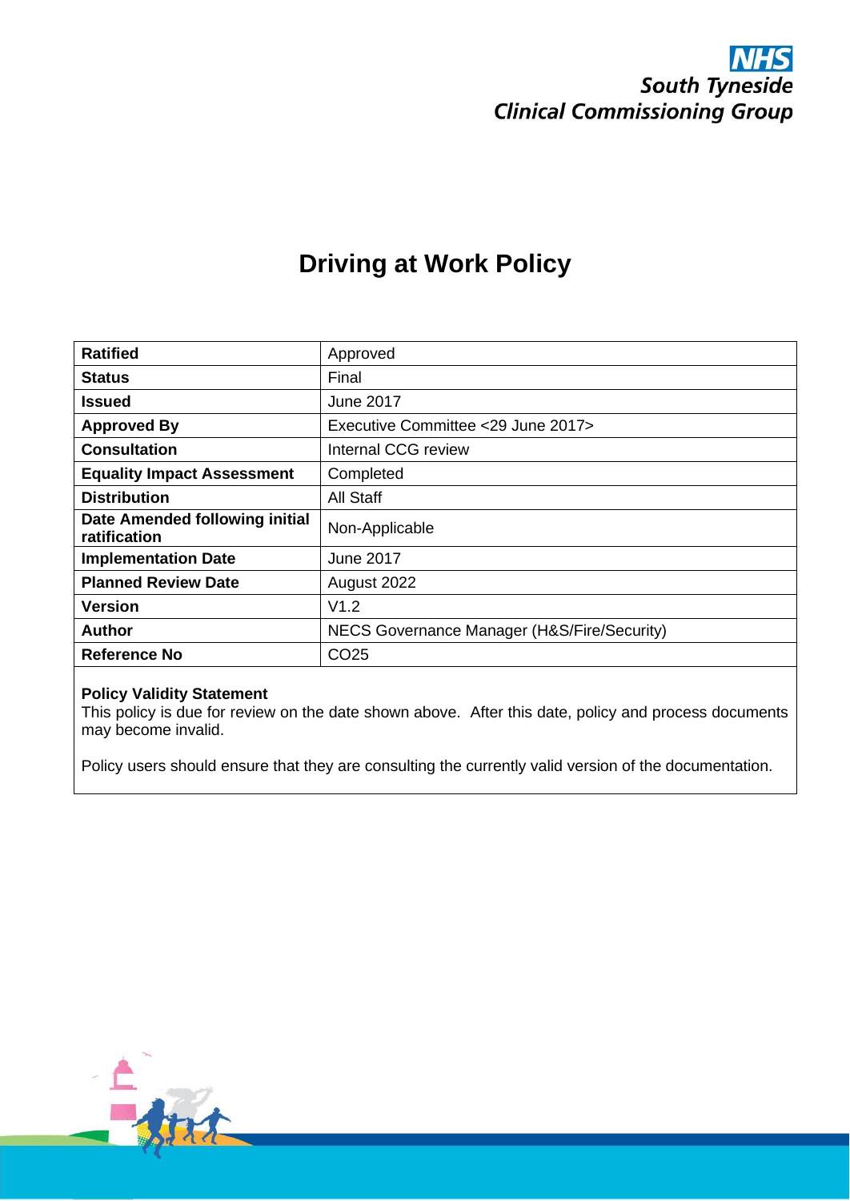NHS
South Tyneside
Clinical Commissioning Group

# Driving at Work Policy

| | |
|---|---|
| **Ratified** | Approved |
| **Status** | Final |
| **Issued** | June 2017 |
| **Approved By** | Executive Committee <29 June 2017> |
| **Consultation** | Internal CCG review |
| **Equality Impact Assessment** | Completed |
| **Distribution** | All Staff |
| **Date Amended following initial ratification** | Non-Applicable |
| **Implementation Date** | June 2017 |
| **Planned Review Date** | August 2022 |
| **Version** | V1.2 |
| **Author** | NECS Governance Manager (H&S/Fire/Security) |
| **Reference No** | CO25 |

**Policy Validity Statement**
This policy is due for review on the date shown above. After this date, policy and process documents may become invalid.

Policy users should ensure that they are consulting the currently valid version of the documentation.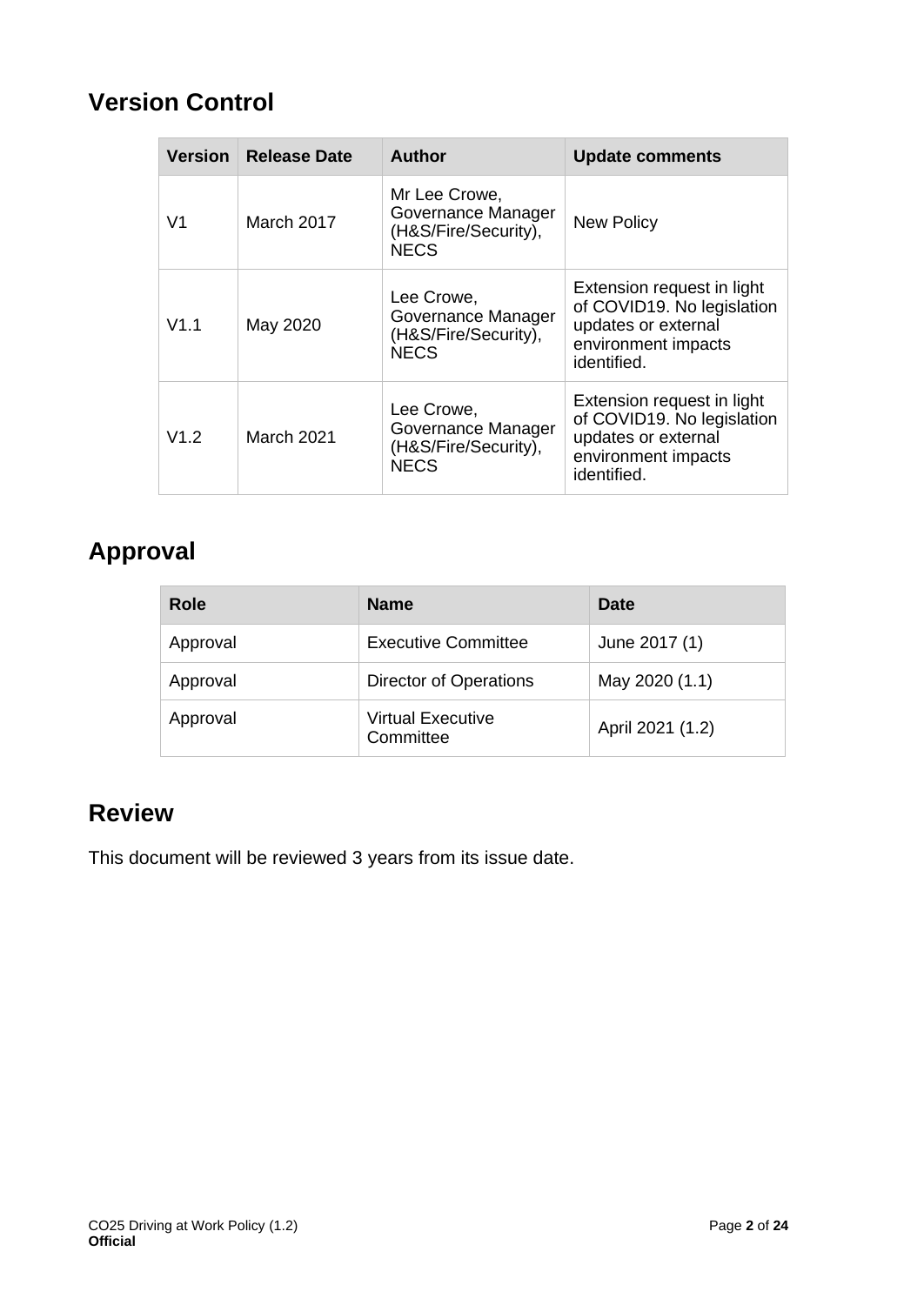## Version Control

| Version | Release Date | Author | Update comments |
|---|---|---|---|
| V1 | March 2017 | Mr Lee Crowe, Governance Manager (H&S/Fire/Security), NECS | New Policy |
| V1.1 | May 2020 | Lee Crowe, Governance Manager (H&S/Fire/Security), NECS | Extension request in light of COVID19. No legislation updates or external environment impacts identified. |
| V1.2 | March 2021 | Lee Crowe, Governance Manager (H&S/Fire/Security), NECS | Extension request in light of COVID19. No legislation updates or external environment impacts identified. |

## Approval

| Role | Name | Date |
|---|---|---|
| Approval | Executive Committee | June 2017 (1) |
| Approval | Director of Operations | May 2020 (1.1) |
| Approval | Virtual Executive Committee | April 2021 (1.2) |

## Review

This document will be reviewed 3 years from its issue date.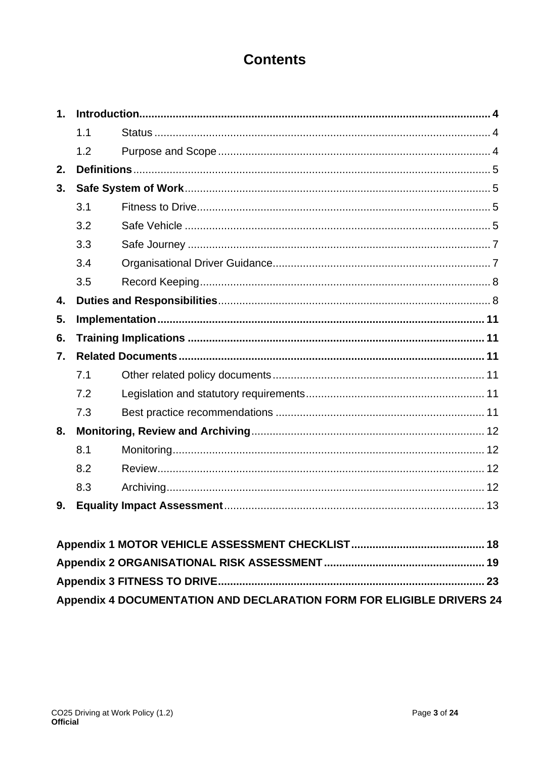# Contents

**1. Introduction** .......... 4
- 1.1 Status .......... 4
- 1.2 Purpose and Scope .......... 4

**2. Definitions** .......... 5

**3. Safe System of Work** .......... 5
- 3.1 Fitness to Drive .......... 5
- 3.2 Safe Vehicle .......... 5
- 3.3 Safe Journey .......... 7
- 3.4 Organisational Driver Guidance .......... 7
- 3.5 Record Keeping .......... 8

**4. Duties and Responsibilities** .......... 8

**5. Implementation** .......... 11

**6. Training Implications** .......... 11

**7. Related Documents** .......... 11
- 7.1 Other related policy documents .......... 11
- 7.2 Legislation and statutory requirements .......... 11
- 7.3 Best practice recommendations .......... 11

**8. Monitoring, Review and Archiving** .......... 12
- 8.1 Monitoring .......... 12
- 8.2 Review .......... 12
- 8.3 Archiving .......... 12

**9. Equality Impact Assessment** .......... 13

**Appendix 1 MOTOR VEHICLE ASSESSMENT CHECKLIST** .......... 18

**Appendix 2 ORGANISATIONAL RISK ASSESSMENT** .......... 19

**Appendix 3 FITNESS TO DRIVE** .......... 23

**Appendix 4 DOCUMENTATION AND DECLARATION FORM FOR ELIGIBLE DRIVERS** 24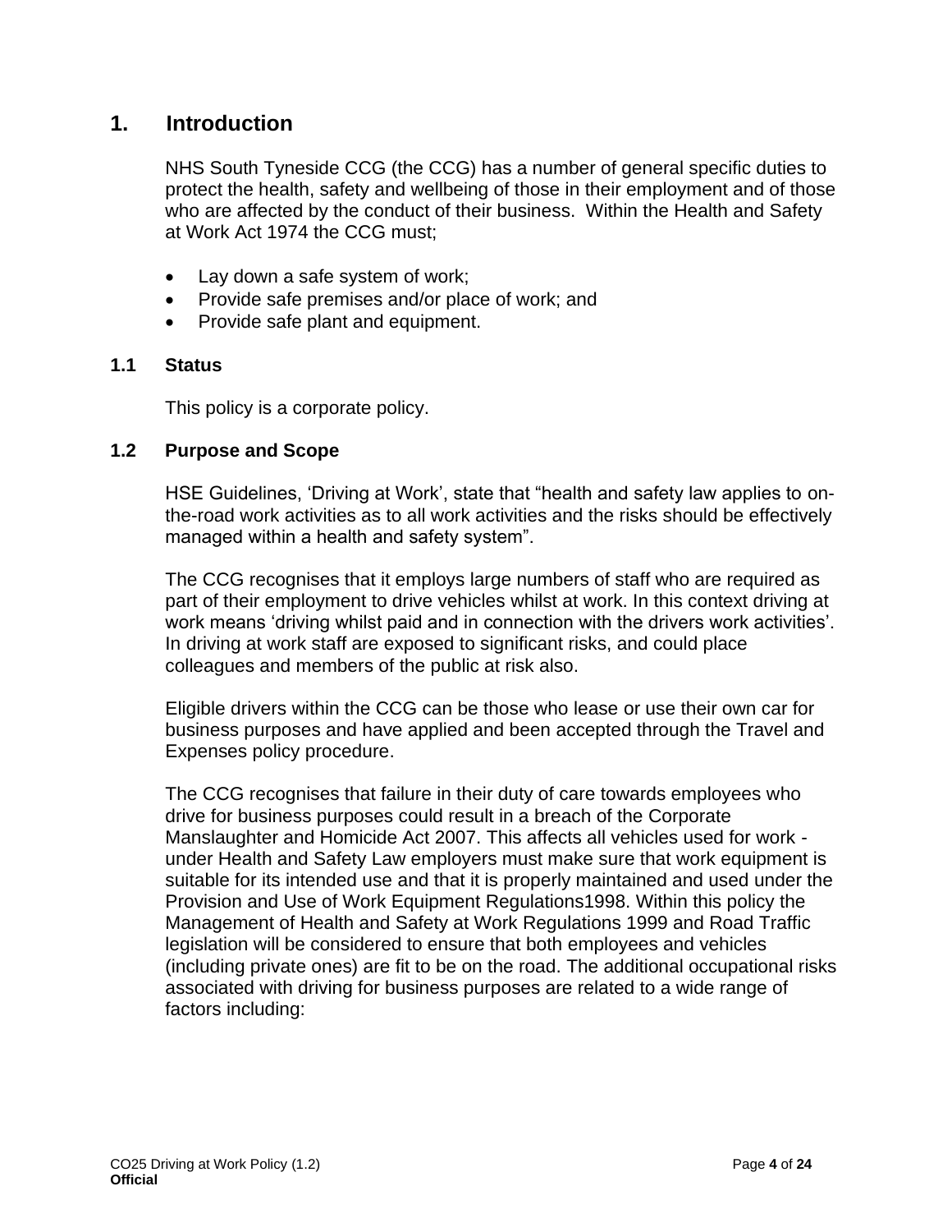# 1. Introduction

NHS South Tyneside CCG (the CCG) has a number of general specific duties to protect the health, safety and wellbeing of those in their employment and of those who are affected by the conduct of their business. Within the Health and Safety at Work Act 1974 the CCG must;

- Lay down a safe system of work;
- Provide safe premises and/or place of work; and
- Provide safe plant and equipment.

## 1.1 Status

This policy is a corporate policy.

## 1.2 Purpose and Scope

HSE Guidelines, 'Driving at Work', state that "health and safety law applies to on-the-road work activities as to all work activities and the risks should be effectively managed within a health and safety system".

The CCG recognises that it employs large numbers of staff who are required as part of their employment to drive vehicles whilst at work. In this context driving at work means 'driving whilst paid and in connection with the drivers work activities'. In driving at work staff are exposed to significant risks, and could place colleagues and members of the public at risk also.

Eligible drivers within the CCG can be those who lease or use their own car for business purposes and have applied and been accepted through the Travel and Expenses policy procedure.

The CCG recognises that failure in their duty of care towards employees who drive for business purposes could result in a breach of the Corporate Manslaughter and Homicide Act 2007. This affects all vehicles used for work - under Health and Safety Law employers must make sure that work equipment is suitable for its intended use and that it is properly maintained and used under the Provision and Use of Work Equipment Regulations1998. Within this policy the Management of Health and Safety at Work Regulations 1999 and Road Traffic legislation will be considered to ensure that both employees and vehicles (including private ones) are fit to be on the road. The additional occupational risks associated with driving for business purposes are related to a wide range of factors including: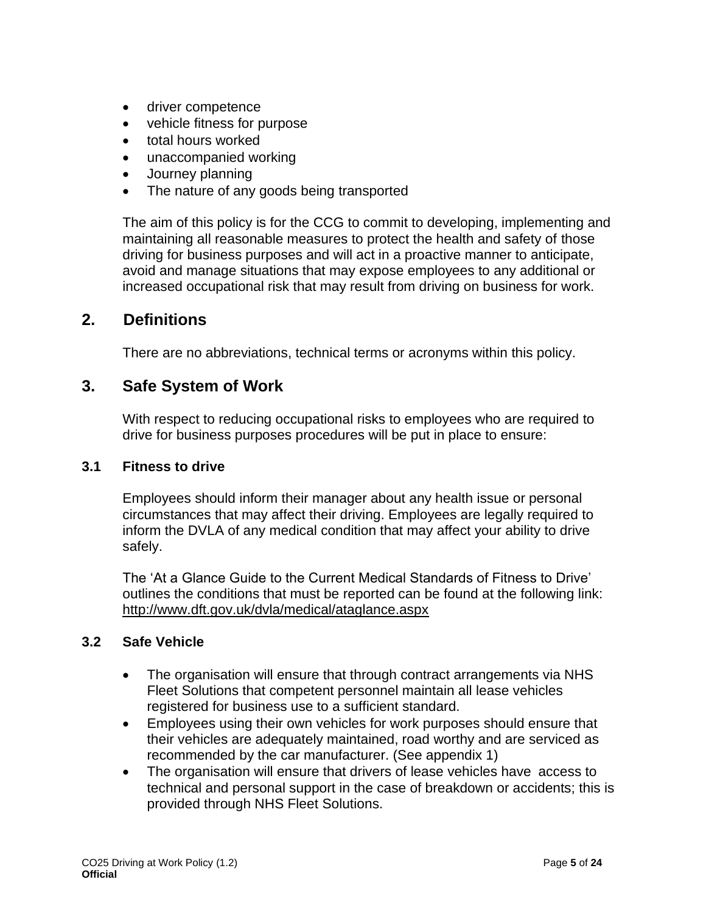- driver competence
- vehicle fitness for purpose
- total hours worked
- unaccompanied working
- Journey planning
- The nature of any goods being transported

The aim of this policy is for the CCG to commit to developing, implementing and maintaining all reasonable measures to protect the health and safety of those driving for business purposes and will act in a proactive manner to anticipate, avoid and manage situations that may expose employees to any additional or increased occupational risk that may result from driving on business for work.

## 2. Definitions

There are no abbreviations, technical terms or acronyms within this policy.

## 3. Safe System of Work

With respect to reducing occupational risks to employees who are required to drive for business purposes procedures will be put in place to ensure:

### 3.1 Fitness to drive

Employees should inform their manager about any health issue or personal circumstances that may affect their driving. Employees are legally required to inform the DVLA of any medical condition that may affect your ability to drive safely.

The 'At a Glance Guide to the Current Medical Standards of Fitness to Drive' outlines the conditions that must be reported can be found at the following link: http://www.dft.gov.uk/dvla/medical/ataglance.aspx

### 3.2 Safe Vehicle

- The organisation will ensure that through contract arrangements via NHS Fleet Solutions that competent personnel maintain all lease vehicles registered for business use to a sufficient standard.
- Employees using their own vehicles for work purposes should ensure that their vehicles are adequately maintained, road worthy and are serviced as recommended by the car manufacturer. (See appendix 1)
- The organisation will ensure that drivers of lease vehicles have access to technical and personal support in the case of breakdown or accidents; this is provided through NHS Fleet Solutions.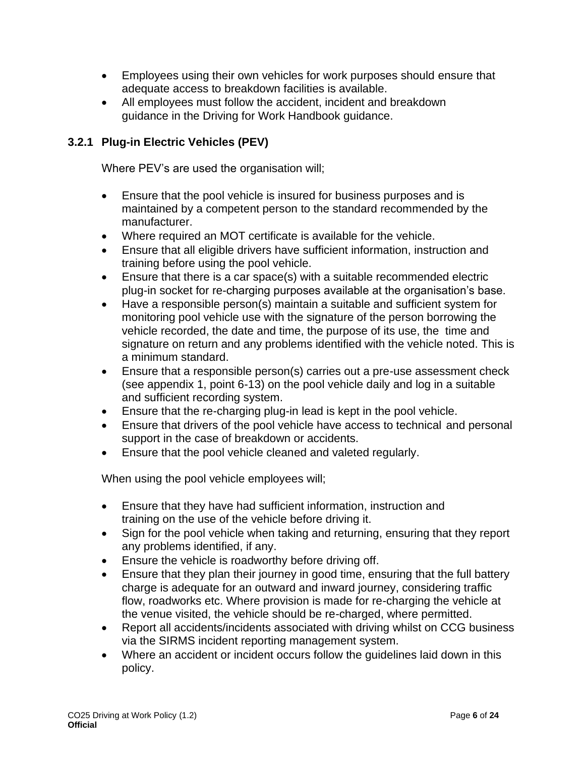- Employees using their own vehicles for work purposes should ensure that adequate access to breakdown facilities is available.
- All employees must follow the accident, incident and breakdown guidance in the Driving for Work Handbook guidance.

### 3.2.1 Plug-in Electric Vehicles (PEV)

Where PEV's are used the organisation will;

- Ensure that the pool vehicle is insured for business purposes and is maintained by a competent person to the standard recommended by the manufacturer.
- Where required an MOT certificate is available for the vehicle.
- Ensure that all eligible drivers have sufficient information, instruction and training before using the pool vehicle.
- Ensure that there is a car space(s) with a suitable recommended electric plug-in socket for re-charging purposes available at the organisation's base.
- Have a responsible person(s) maintain a suitable and sufficient system for monitoring pool vehicle use with the signature of the person borrowing the vehicle recorded, the date and time, the purpose of its use, the time and signature on return and any problems identified with the vehicle noted. This is a minimum standard.
- Ensure that a responsible person(s) carries out a pre-use assessment check (see appendix 1, point 6-13) on the pool vehicle daily and log in a suitable and sufficient recording system.
- Ensure that the re-charging plug-in lead is kept in the pool vehicle.
- Ensure that drivers of the pool vehicle have access to technical and personal support in the case of breakdown or accidents.
- Ensure that the pool vehicle cleaned and valeted regularly.

When using the pool vehicle employees will;

- Ensure that they have had sufficient information, instruction and training on the use of the vehicle before driving it.
- Sign for the pool vehicle when taking and returning, ensuring that they report any problems identified, if any.
- Ensure the vehicle is roadworthy before driving off.
- Ensure that they plan their journey in good time, ensuring that the full battery charge is adequate for an outward and inward journey, considering traffic flow, roadworks etc. Where provision is made for re-charging the vehicle at the venue visited, the vehicle should be re-charged, where permitted.
- Report all accidents/incidents associated with driving whilst on CCG business via the SIRMS incident reporting management system.
- Where an accident or incident occurs follow the guidelines laid down in this policy.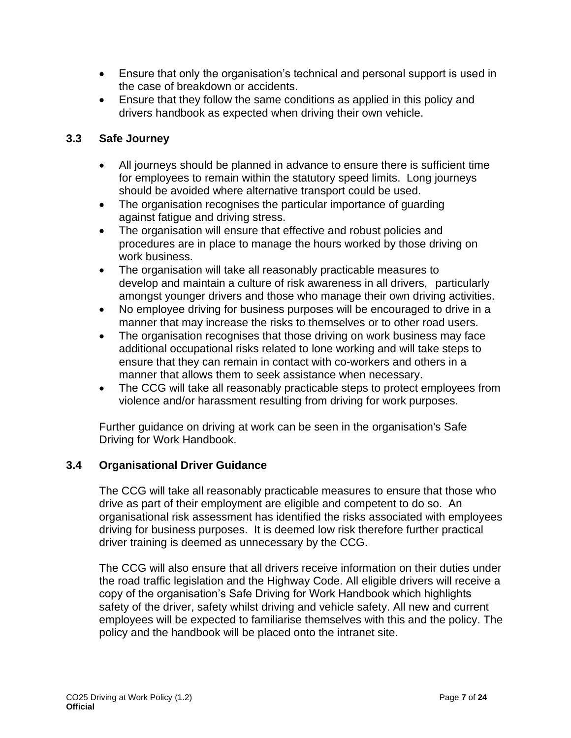- Ensure that only the organisation's technical and personal support is used in the case of breakdown or accidents.
- Ensure that they follow the same conditions as applied in this policy and drivers handbook as expected when driving their own vehicle.

### 3.3 Safe Journey

- All journeys should be planned in advance to ensure there is sufficient time for employees to remain within the statutory speed limits. Long journeys should be avoided where alternative transport could be used.
- The organisation recognises the particular importance of guarding against fatigue and driving stress.
- The organisation will ensure that effective and robust policies and procedures are in place to manage the hours worked by those driving on work business.
- The organisation will take all reasonably practicable measures to develop and maintain a culture of risk awareness in all drivers, particularly amongst younger drivers and those who manage their own driving activities.
- No employee driving for business purposes will be encouraged to drive in a manner that may increase the risks to themselves or to other road users.
- The organisation recognises that those driving on work business may face additional occupational risks related to lone working and will take steps to ensure that they can remain in contact with co-workers and others in a manner that allows them to seek assistance when necessary.
- The CCG will take all reasonably practicable steps to protect employees from violence and/or harassment resulting from driving for work purposes.

Further guidance on driving at work can be seen in the organisation's Safe Driving for Work Handbook.

### 3.4 Organisational Driver Guidance

The CCG will take all reasonably practicable measures to ensure that those who drive as part of their employment are eligible and competent to do so. An organisational risk assessment has identified the risks associated with employees driving for business purposes. It is deemed low risk therefore further practical driver training is deemed as unnecessary by the CCG.

The CCG will also ensure that all drivers receive information on their duties under the road traffic legislation and the Highway Code. All eligible drivers will receive a copy of the organisation's Safe Driving for Work Handbook which highlights safety of the driver, safety whilst driving and vehicle safety. All new and current employees will be expected to familiarise themselves with this and the policy. The policy and the handbook will be placed onto the intranet site.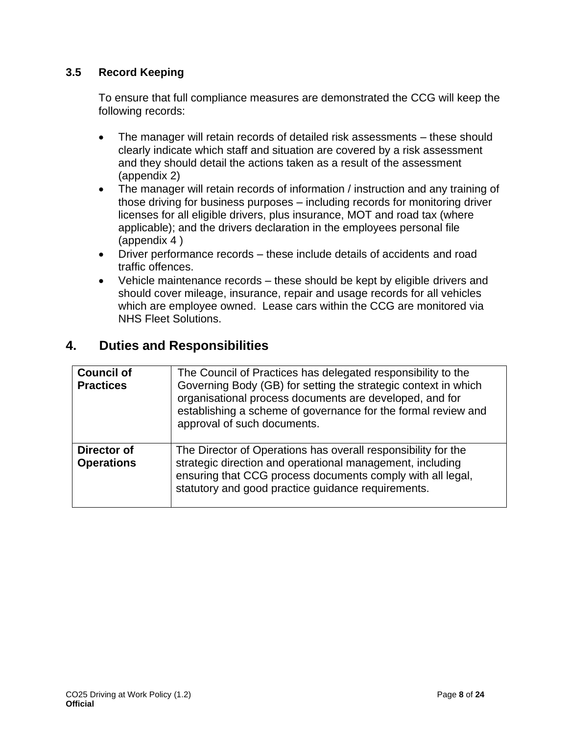### 3.5 Record Keeping

To ensure that full compliance measures are demonstrated the CCG will keep the following records:

- The manager will retain records of detailed risk assessments – these should clearly indicate which staff and situation are covered by a risk assessment and they should detail the actions taken as a result of the assessment (appendix 2)
- The manager will retain records of information / instruction and any training of those driving for business purposes – including records for monitoring driver licenses for all eligible drivers, plus insurance, MOT and road tax (where applicable); and the drivers declaration in the employees personal file (appendix 4 )
- Driver performance records – these include details of accidents and road traffic offences.
- Vehicle maintenance records – these should be kept by eligible drivers and should cover mileage, insurance, repair and usage records for all vehicles which are employee owned. Lease cars within the CCG are monitored via NHS Fleet Solutions.

## 4. Duties and Responsibilities

| | |
|---|---|
| **Council of Practices** | The Council of Practices has delegated responsibility to the Governing Body (GB) for setting the strategic context in which organisational process documents are developed, and for establishing a scheme of governance for the formal review and approval of such documents. |
| **Director of Operations** | The Director of Operations has overall responsibility for the strategic direction and operational management, including ensuring that CCG process documents comply with all legal, statutory and good practice guidance requirements. |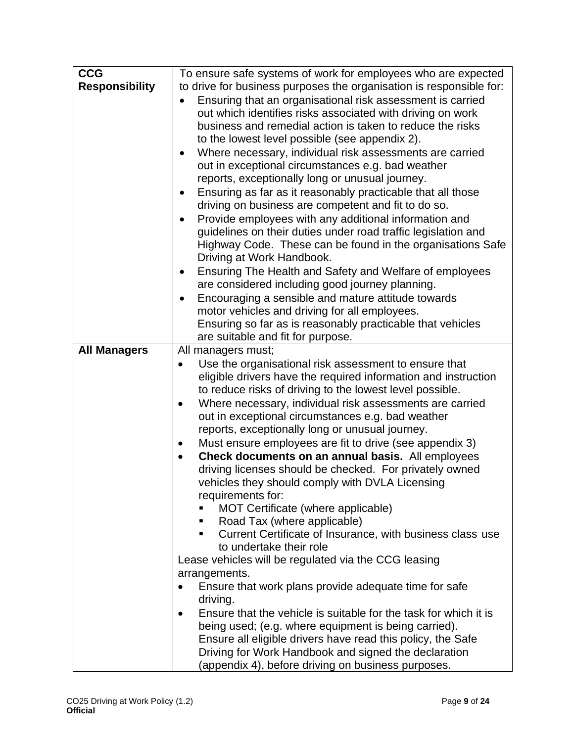| | |
|---|---|
| **CCG Responsibility** | To ensure safe systems of work for employees who are expected to drive for business purposes the organisation is responsible for:<br>• Ensuring that an organisational risk assessment is carried out which identifies risks associated with driving on work business and remedial action is taken to reduce the risks to the lowest level possible (see appendix 2).<br>• Where necessary, individual risk assessments are carried out in exceptional circumstances e.g. bad weather reports, exceptionally long or unusual journey.<br>• Ensuring as far as it reasonably practicable that all those driving on business are competent and fit to do so.<br>• Provide employees with any additional information and guidelines on their duties under road traffic legislation and Highway Code. These can be found in the organisations Safe Driving at Work Handbook.<br>• Ensuring The Health and Safety and Welfare of employees are considered including good journey planning.<br>• Encouraging a sensible and mature attitude towards motor vehicles and driving for all employees.<br>Ensuring so far as is reasonably practicable that vehicles are suitable and fit for purpose. |
| **All Managers** | All managers must;<br>• Use the organisational risk assessment to ensure that eligible drivers have the required information and instruction to reduce risks of driving to the lowest level possible.<br>• Where necessary, individual risk assessments are carried out in exceptional circumstances e.g. bad weather reports, exceptionally long or unusual journey.<br>• Must ensure employees are fit to drive (see appendix 3)<br>• **Check documents on an annual basis.** All employees driving licenses should be checked. For privately owned vehicles they should comply with DVLA Licensing requirements for:<br>&nbsp;&nbsp;▪ MOT Certificate (where applicable)<br>&nbsp;&nbsp;▪ Road Tax (where applicable)<br>&nbsp;&nbsp;▪ Current Certificate of Insurance, with business class use to undertake their role<br>Lease vehicles will be regulated via the CCG leasing arrangements.<br>• Ensure that work plans provide adequate time for safe driving.<br>• Ensure that the vehicle is suitable for the task for which it is being used; (e.g. where equipment is being carried).<br>Ensure all eligible drivers have read this policy, the Safe Driving for Work Handbook and signed the declaration (appendix 4), before driving on business purposes. |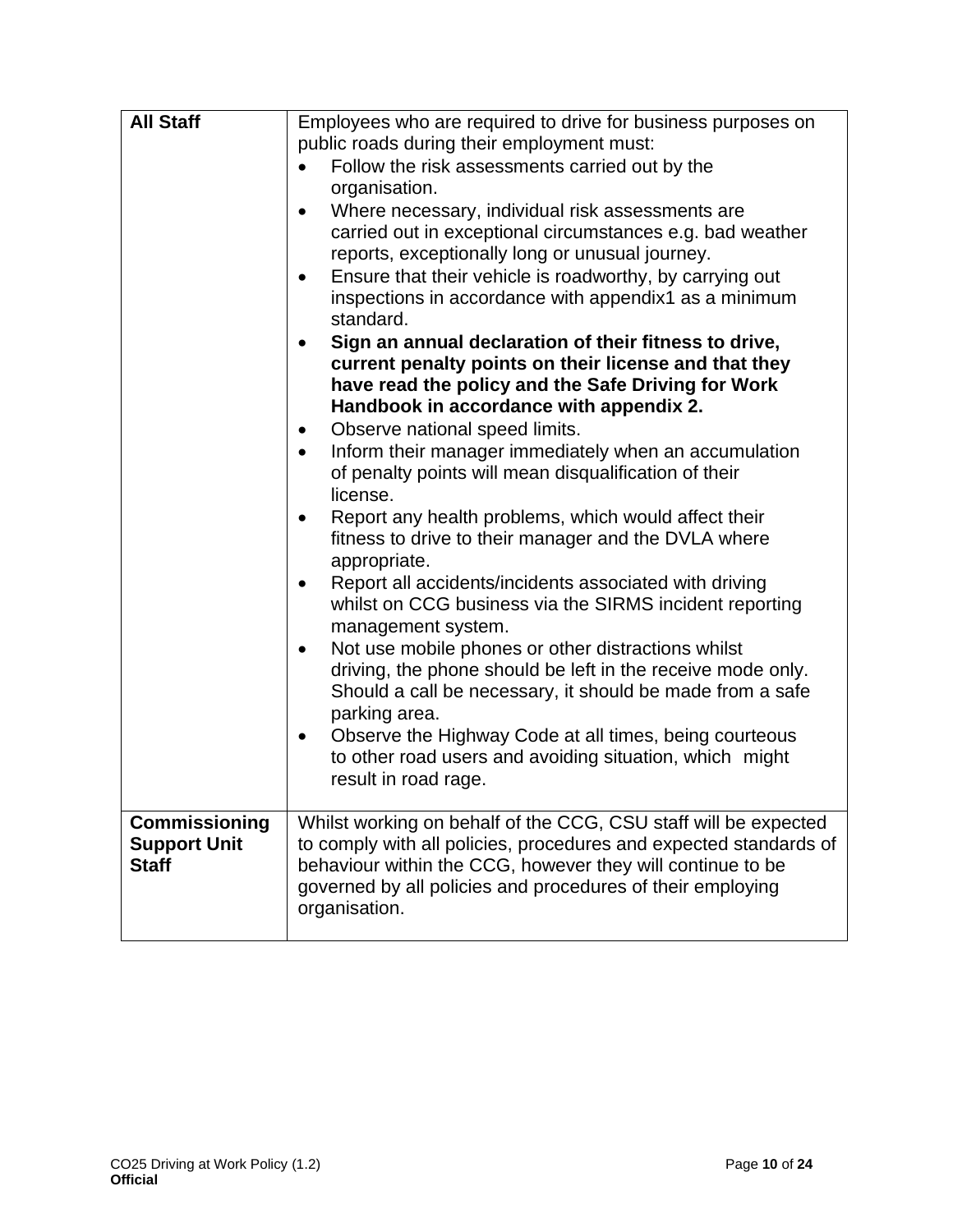| | |
|---|---|
| **All Staff** | Employees who are required to drive for business purposes on public roads during their employment must:<br>• Follow the risk assessments carried out by the organisation.<br>• Where necessary, individual risk assessments are carried out in exceptional circumstances e.g. bad weather reports, exceptionally long or unusual journey.<br>• Ensure that their vehicle is roadworthy, by carrying out inspections in accordance with appendix1 as a minimum standard.<br>• **Sign an annual declaration of their fitness to drive, current penalty points on their license and that they have read the policy and the Safe Driving for Work Handbook in accordance with appendix 2.**<br>• Observe national speed limits.<br>• Inform their manager immediately when an accumulation of penalty points will mean disqualification of their license.<br>• Report any health problems, which would affect their fitness to drive to their manager and the DVLA where appropriate.<br>• Report all accidents/incidents associated with driving whilst on CCG business via the SIRMS incident reporting management system.<br>• Not use mobile phones or other distractions whilst driving, the phone should be left in the receive mode only. Should a call be necessary, it should be made from a safe parking area.<br>• Observe the Highway Code at all times, being courteous to other road users and avoiding situation, which might result in road rage. |
| **Commissioning Support Unit Staff** | Whilst working on behalf of the CCG, CSU staff will be expected to comply with all policies, procedures and expected standards of behaviour within the CCG, however they will continue to be governed by all policies and procedures of their employing organisation. |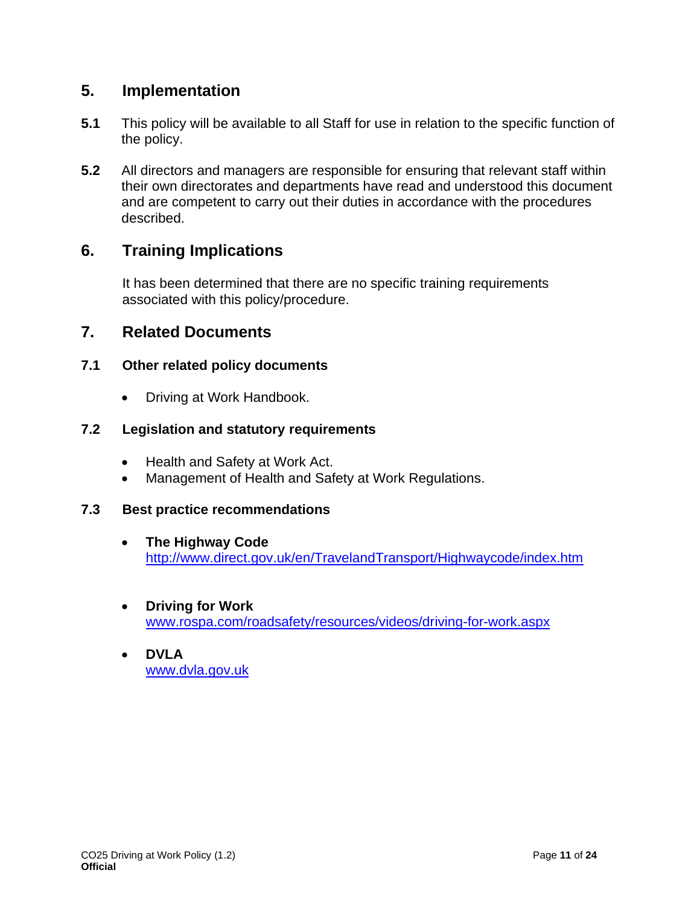## 5. Implementation

**5.1** This policy will be available to all Staff for use in relation to the specific function of the policy.

**5.2** All directors and managers are responsible for ensuring that relevant staff within their own directorates and departments have read and understood this document and are competent to carry out their duties in accordance with the procedures described.

## 6. Training Implications

It has been determined that there are no specific training requirements associated with this policy/procedure.

## 7. Related Documents

### 7.1 Other related policy documents

- Driving at Work Handbook.

### 7.2 Legislation and statutory requirements

- Health and Safety at Work Act.
- Management of Health and Safety at Work Regulations.

### 7.3 Best practice recommendations

- **The Highway Code**
  http://www.direct.gov.uk/en/TravelandTransport/Highwaycode/index.htm

- **Driving for Work**
  www.rospa.com/roadsafety/resources/videos/driving-for-work.aspx

- **DVLA**
  www.dvla.gov.uk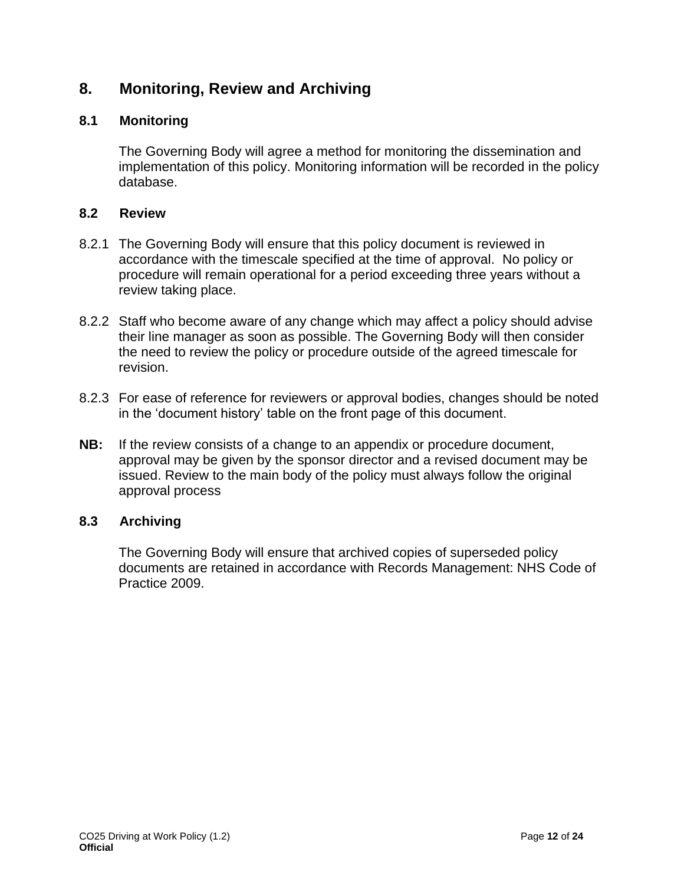## 8. Monitoring, Review and Archiving

### 8.1 Monitoring

The Governing Body will agree a method for monitoring the dissemination and implementation of this policy. Monitoring information will be recorded in the policy database.

### 8.2 Review

8.2.1 The Governing Body will ensure that this policy document is reviewed in accordance with the timescale specified at the time of approval. No policy or procedure will remain operational for a period exceeding three years without a review taking place.

8.2.2 Staff who become aware of any change which may affect a policy should advise their line manager as soon as possible. The Governing Body will then consider the need to review the policy or procedure outside of the agreed timescale for revision.

8.2.3 For ease of reference for reviewers or approval bodies, changes should be noted in the 'document history' table on the front page of this document.

**NB:** If the review consists of a change to an appendix or procedure document, approval may be given by the sponsor director and a revised document may be issued. Review to the main body of the policy must always follow the original approval process

### 8.3 Archiving

The Governing Body will ensure that archived copies of superseded policy documents are retained in accordance with Records Management: NHS Code of Practice 2009.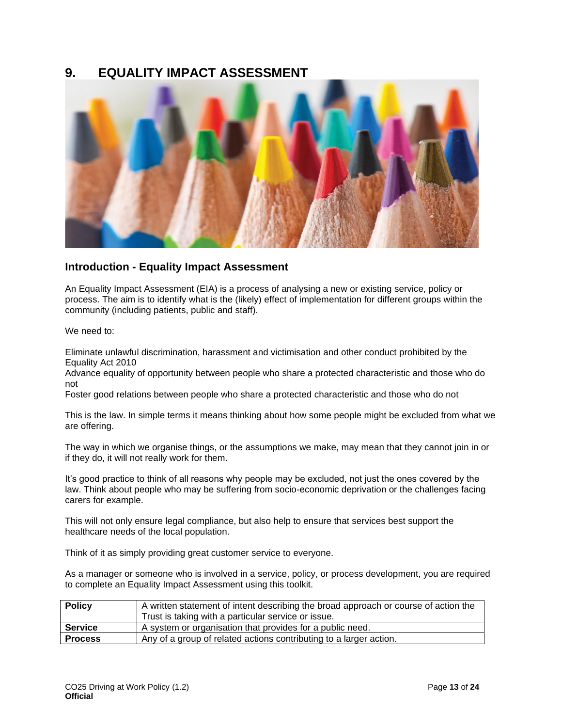# 9. EQUALITY IMPACT ASSESSMENT

## Introduction - Equality Impact Assessment

An Equality Impact Assessment (EIA) is a process of analysing a new or existing service, policy or process. The aim is to identify what is the (likely) effect of implementation for different groups within the community (including patients, public and staff).

We need to:

Eliminate unlawful discrimination, harassment and victimisation and other conduct prohibited by the Equality Act 2010
Advance equality of opportunity between people who share a protected characteristic and those who do not
Foster good relations between people who share a protected characteristic and those who do not

This is the law. In simple terms it means thinking about how some people might be excluded from what we are offering.

The way in which we organise things, or the assumptions we make, may mean that they cannot join in or if they do, it will not really work for them.

It's good practice to think of all reasons why people may be excluded, not just the ones covered by the law. Think about people who may be suffering from socio-economic deprivation or the challenges facing carers for example.

This will not only ensure legal compliance, but also help to ensure that services best support the healthcare needs of the local population.

Think of it as simply providing great customer service to everyone.

As a manager or someone who is involved in a service, policy, or process development, you are required to complete an Equality Impact Assessment using this toolkit.

| | |
|---|---|
| **Policy** | A written statement of intent describing the broad approach or course of action the Trust is taking with a particular service or issue. |
| **Service** | A system or organisation that provides for a public need. |
| **Process** | Any of a group of related actions contributing to a larger action. |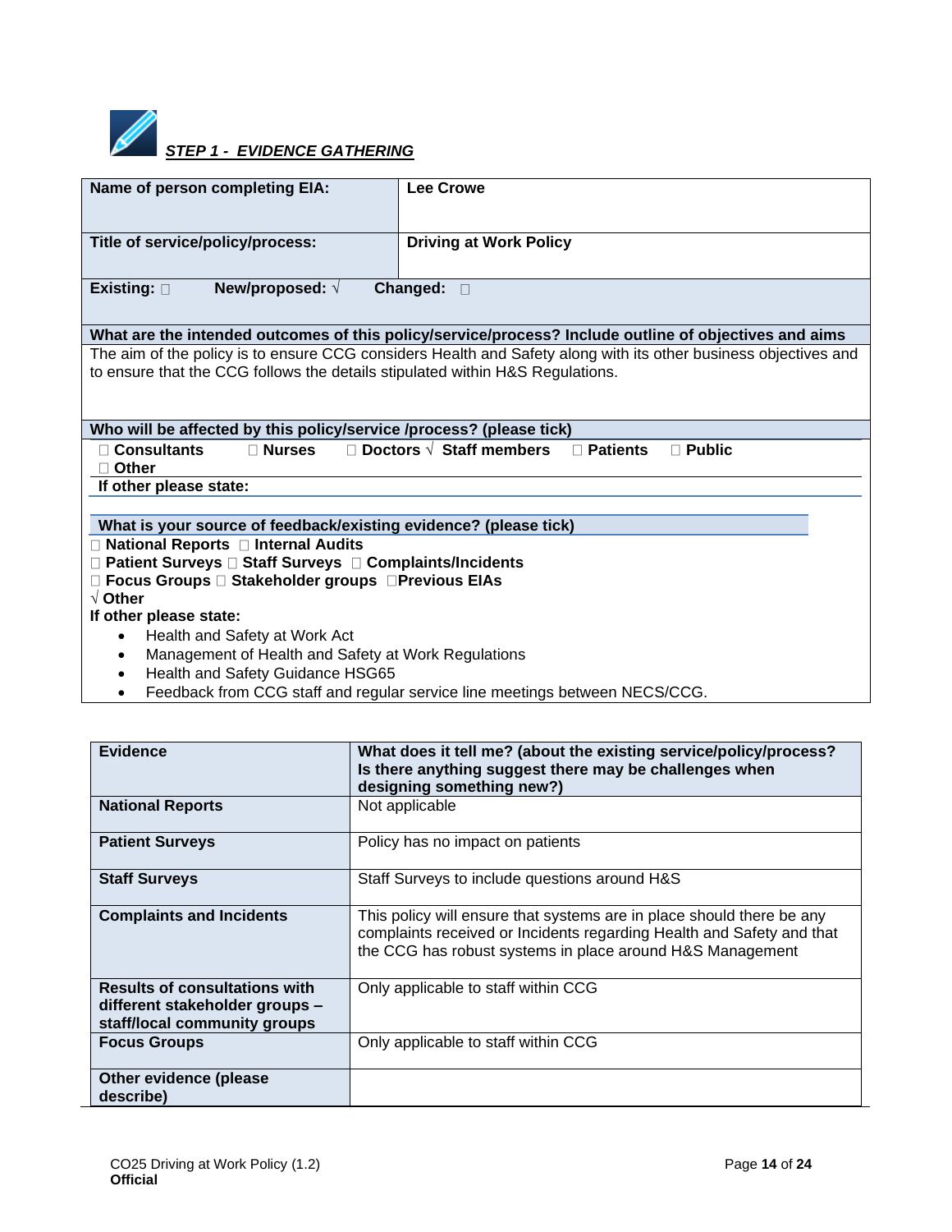## *STEP 1 - EVIDENCE GATHERING*

| **Name of person completing EIA:** | **Lee Crowe** |
|---|---|
| **Title of service/policy/process:** | **Driving at Work Policy** |

**Existing:** ☐ **New/proposed:** √ **Changed:** ☐

**What are the intended outcomes of this policy/service/process? Include outline of objectives and aims**

The aim of the policy is to ensure CCG considers Health and Safety along with its other business objectives and to ensure that the CCG follows the details stipulated within H&S Regulations.

**Who will be affected by this policy/service /process? (please tick)**

☐ **Consultants** ☐ **Nurses** ☐ **Doctors** √ **Staff members** ☐ **Patients** ☐ **Public** ☐ **Other**

**If other please state:**

**What is your source of feedback/existing evidence? (please tick)**

☐ **National Reports** ☐ **Internal Audits**
☐ **Patient Surveys** ☐ **Staff Surveys** ☐ **Complaints/Incidents**
☐ **Focus Groups** ☐ **Stakeholder groups** ☐**Previous EIAs**
√ **Other**

**If other please state:**

- Health and Safety at Work Act
- Management of Health and Safety at Work Regulations
- Health and Safety Guidance HSG65
- Feedback from CCG staff and regular service line meetings between NECS/CCG.

| **Evidence** | **What does it tell me? (about the existing service/policy/process? Is there anything suggest there may be challenges when designing something new?)** |
|---|---|
| **National Reports** | Not applicable |
| **Patient Surveys** | Policy has no impact on patients |
| **Staff Surveys** | Staff Surveys to include questions around H&S |
| **Complaints and Incidents** | This policy will ensure that systems are in place should there be any complaints received or Incidents regarding Health and Safety and that the CCG has robust systems in place around H&S Management |
| **Results of consultations with different stakeholder groups – staff/local community groups** | Only applicable to staff within CCG |
| **Focus Groups** | Only applicable to staff within CCG |
| **Other evidence (please describe)** | |

CO25 Driving at Work Policy (1.2)
**Official**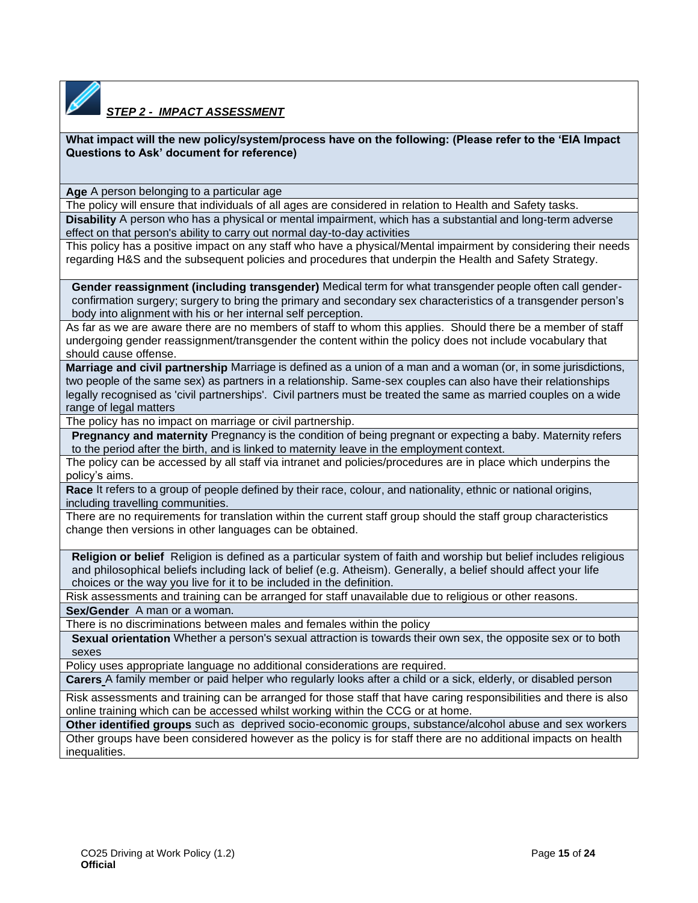### ***STEP 2 - IMPACT ASSESSMENT***

**What impact will the new policy/system/process have on the following: (Please refer to the 'EIA Impact Questions to Ask' document for reference)**

**Age** A person belonging to a particular age

The policy will ensure that individuals of all ages are considered in relation to Health and Safety tasks.

**Disability** A person who has a physical or mental impairment, which has a substantial and long-term adverse effect on that person's ability to carry out normal day-to-day activities

This policy has a positive impact on any staff who have a physical/Mental impairment by considering their needs regarding H&S and the subsequent policies and procedures that underpin the Health and Safety Strategy.

**Gender reassignment (including transgender)** Medical term for what transgender people often call gender-confirmation surgery; surgery to bring the primary and secondary sex characteristics of a transgender person's body into alignment with his or her internal self perception.

As far as we are aware there are no members of staff to whom this applies. Should there be a member of staff undergoing gender reassignment/transgender the content within the policy does not include vocabulary that should cause offense.

**Marriage and civil partnership** Marriage is defined as a union of a man and a woman (or, in some jurisdictions, two people of the same sex) as partners in a relationship. Same-sex couples can also have their relationships legally recognised as 'civil partnerships'. Civil partners must be treated the same as married couples on a wide range of legal matters

The policy has no impact on marriage or civil partnership.

**Pregnancy and maternity** Pregnancy is the condition of being pregnant or expecting a baby. Maternity refers to the period after the birth, and is linked to maternity leave in the employment context.

The policy can be accessed by all staff via intranet and policies/procedures are in place which underpins the policy's aims.

**Race** It refers to a group of people defined by their race, colour, and nationality, ethnic or national origins, including travelling communities.

There are no requirements for translation within the current staff group should the staff group characteristics change then versions in other languages can be obtained.

**Religion or belief** Religion is defined as a particular system of faith and worship but belief includes religious and philosophical beliefs including lack of belief (e.g. Atheism). Generally, a belief should affect your life choices or the way you live for it to be included in the definition.

Risk assessments and training can be arranged for staff unavailable due to religious or other reasons.

**Sex/Gender** A man or a woman.

There is no discriminations between males and females within the policy

**Sexual orientation** Whether a person's sexual attraction is towards their own sex, the opposite sex or to both sexes

Policy uses appropriate language no additional considerations are required.

**Carers** A family member or paid helper who regularly looks after a child or a sick, elderly, or disabled person

Risk assessments and training can be arranged for those staff that have caring responsibilities and there is also online training which can be accessed whilst working within the CCG or at home.

**Other identified groups** such as deprived socio-economic groups, substance/alcohol abuse and sex workers

Other groups have been considered however as the policy is for staff there are no additional impacts on health inequalities.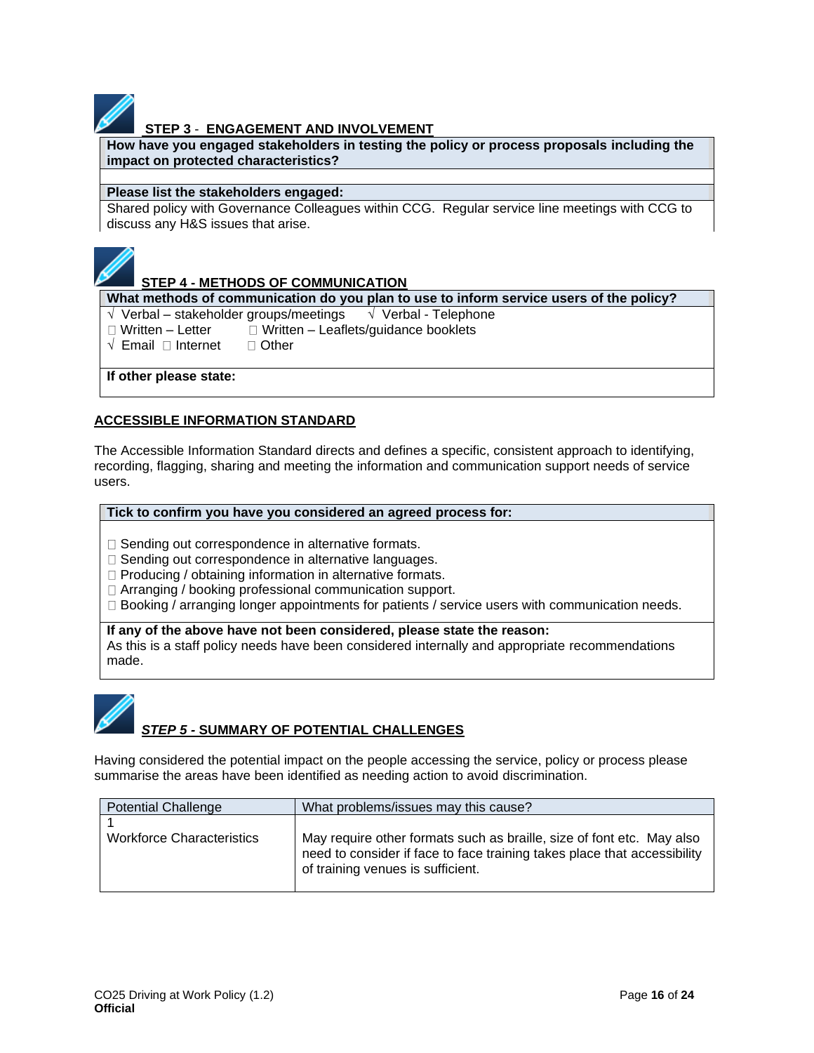## STEP 3 - ENGAGEMENT AND INVOLVEMENT

| How have you engaged stakeholders in testing the policy or process proposals including the impact on protected characteristics? |
|---|
| |
| **Please list the stakeholders engaged:** |
| Shared policy with Governance Colleagues within CCG. Regular service line meetings with CCG to discuss any H&S issues that arise. |

## STEP 4 - METHODS OF COMMUNICATION

| What methods of communication do you plan to use to inform service users of the policy? |
|---|
| √ Verbal – stakeholder groups/meetings √ Verbal - Telephone<br>☐ Written – Letter ☐ Written – Leaflets/guidance booklets<br>√ Email ☐ Internet ☐ Other |
| **If other please state:** |

### ACCESSIBLE INFORMATION STANDARD

The Accessible Information Standard directs and defines a specific, consistent approach to identifying, recording, flagging, sharing and meeting the information and communication support needs of service users.

| Tick to confirm you have you considered an agreed process for: |
|---|
| ☐ Sending out correspondence in alternative formats.<br>☐ Sending out correspondence in alternative languages.<br>☐ Producing / obtaining information in alternative formats.<br>☐ Arranging / booking professional communication support.<br>☐ Booking / arranging longer appointments for patients / service users with communication needs. |
| **If any of the above have not been considered, please state the reason:**<br>As this is a staff policy needs have been considered internally and appropriate recommendations made. |

## *STEP 5* - SUMMARY OF POTENTIAL CHALLENGES

Having considered the potential impact on the people accessing the service, policy or process please summarise the areas have been identified as needing action to avoid discrimination.

| Potential Challenge | What problems/issues may this cause? |
|---|---|
| 1<br>Workforce Characteristics | May require other formats such as braille, size of font etc. May also need to consider if face to face training takes place that accessibility of training venues is sufficient. |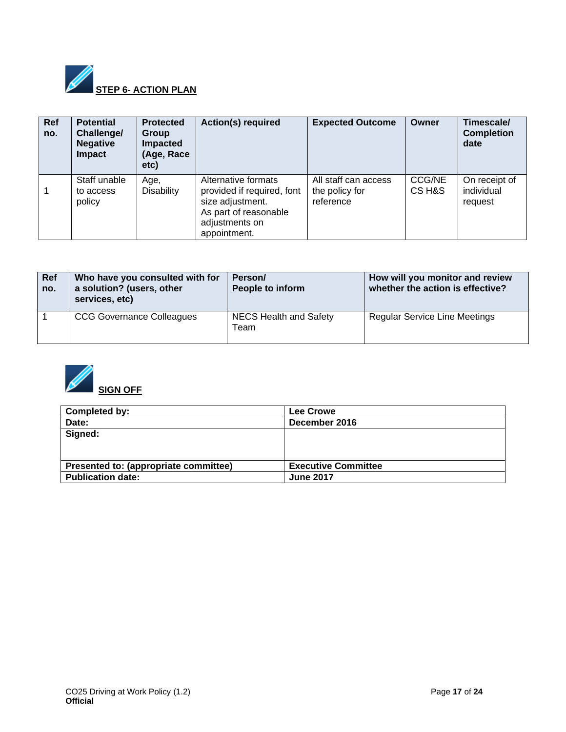## STEP 6- ACTION PLAN

| Ref no. | Potential Challenge/ Negative Impact | Protected Group Impacted (Age, Race etc) | Action(s) required | Expected Outcome | Owner | Timescale/ Completion date |
|---|---|---|---|---|---|---|
| 1 | Staff unable to access policy | Age, Disability | Alternative formats provided if required, font size adjustment. As part of reasonable adjustments on appointment. | All staff can access the policy for reference | CCG/NECS H&S | On receipt of individual request |

| Ref no. | Who have you consulted with for a solution? (users, other services, etc) | Person/ People to inform | How will you monitor and review whether the action is effective? |
|---|---|---|---|
| 1 | CCG Governance Colleagues | NECS Health and Safety Team | Regular Service Line Meetings |

## SIGN OFF

| Completed by: | Lee Crowe |
|---|---|
| Date: | December 2016 |
| Signed: | |
| Presented to: (appropriate committee) | Executive Committee |
| Publication date: | June 2017 |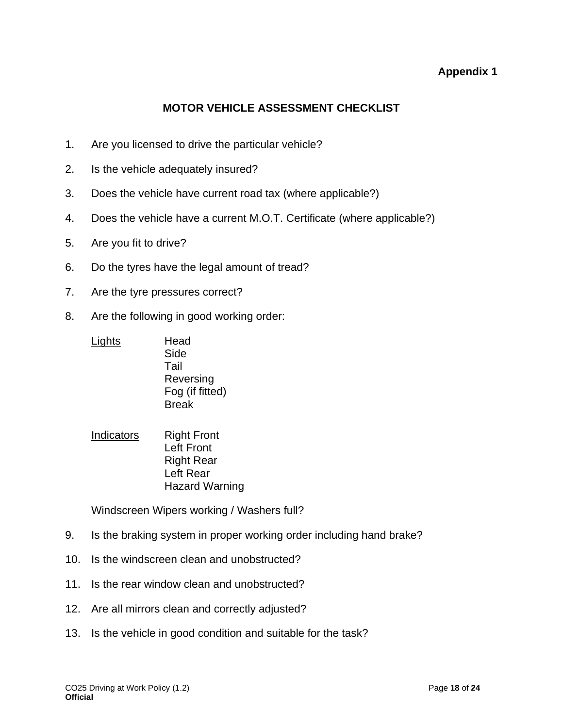**Appendix 1**

## MOTOR VEHICLE ASSESSMENT CHECKLIST

1. Are you licensed to drive the particular vehicle?
2. Is the vehicle adequately insured?
3. Does the vehicle have current road tax (where applicable?)
4. Does the vehicle have a current M.O.T. Certificate (where applicable?)
5. Are you fit to drive?
6. Do the tyres have the legal amount of tread?
7. Are the tyre pressures correct?
8. Are the following in good working order:

   <u>Lights</u>
   - Head
   - Side
   - Tail
   - Reversing
   - Fog (if fitted)
   - Break

   <u>Indicators</u>
   - Right Front
   - Left Front
   - Right Rear
   - Left Rear
   - Hazard Warning

   Windscreen Wipers working / Washers full?

9. Is the braking system in proper working order including hand brake?
10. Is the windscreen clean and unobstructed?
11. Is the rear window clean and unobstructed?
12. Are all mirrors clean and correctly adjusted?
13. Is the vehicle in good condition and suitable for the task?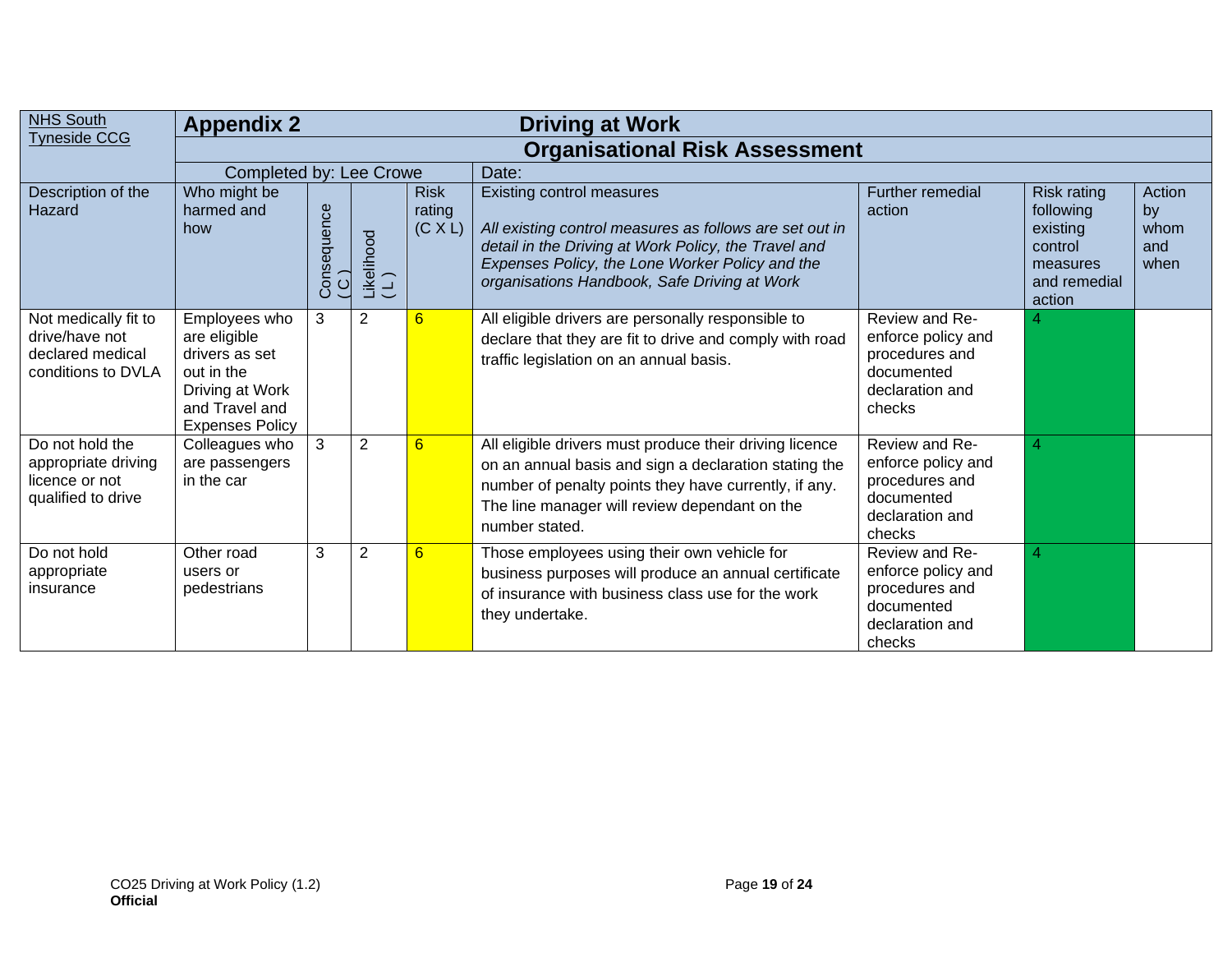| NHS South Tyneside CCG | **Appendix 2 Driving at Work** | | | | | | | |
|---|---|---|---|---|---|---|---|---|
| | **Organisational Risk Assessment** | | | | | | | |
| | Completed by: Lee Crowe | | | | Date: | | | |
| Description of the Hazard | Who might be harmed and how | Consequence ( C ) | Likelihood ( L ) | Risk rating (C X L) | Existing control measures<br><br>*All existing control measures as follows are set out in detail in the Driving at Work Policy, the Travel and Expenses Policy, the Lone Worker Policy and the organisations Handbook, Safe Driving at Work* | Further remedial action | Risk rating following existing control measures and remedial action | Action by whom and when |
| Not medically fit to drive/have not declared medical conditions to DVLA | Employees who are eligible drivers as set out in the Driving at Work and Travel and Expenses Policy | 3 | 2 | 6 | All eligible drivers are personally responsible to declare that they are fit to drive and comply with road traffic legislation on an annual basis. | Review and Re-enforce policy and procedures and documented declaration and checks | 4 | |
| Do not hold the appropriate driving licence or not qualified to drive | Colleagues who are passengers in the car | 3 | 2 | 6 | All eligible drivers must produce their driving licence on an annual basis and sign a declaration stating the number of penalty points they have currently, if any. The line manager will review dependant on the number stated. | Review and Re-enforce policy and procedures and documented declaration and checks | 4 | |
| Do not hold appropriate insurance | Other road users or pedestrians | 3 | 2 | 6 | Those employees using their own vehicle for business purposes will produce an annual certificate of insurance with business class use for the work they undertake. | Review and Re-enforce policy and procedures and documented declaration and checks | 4 | |

CO25 Driving at Work Policy (1.2)
**Official**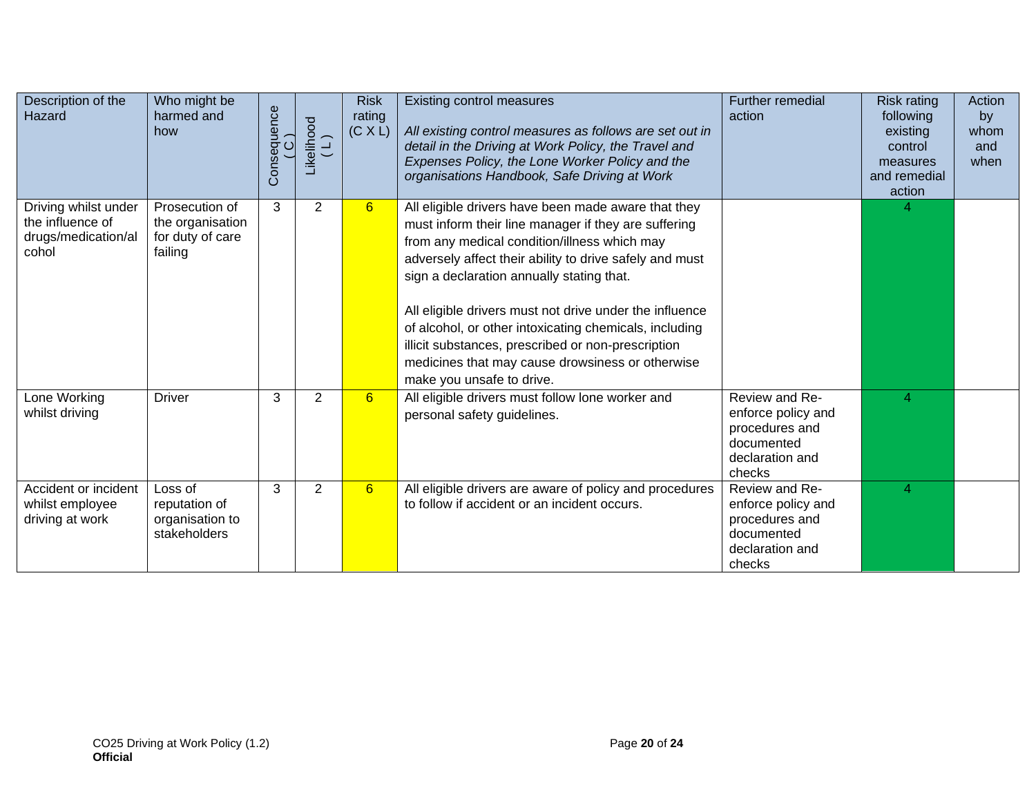| Description of the Hazard | Who might be harmed and how | Consequence ( C ) | Likelihood ( L ) | Risk rating (C X L) | Existing control measures *All existing control measures as follows are set out in detail in the Driving at Work Policy, the Travel and Expenses Policy, the Lone Worker Policy and the organisations Handbook, Safe Driving at Work* | Further remedial action | Risk rating following existing control measures and remedial action | Action by whom and when |
|---|---|---|---|---|---|---|---|---|
| Driving whilst under the influence of drugs/medication/alcohol | Prosecution of the organisation for duty of care failing | 3 | 2 | 6 | All eligible drivers have been made aware that they must inform their line manager if they are suffering from any medical condition/illness which may adversely affect their ability to drive safely and must sign a declaration annually stating that.<br><br>All eligible drivers must not drive under the influence of alcohol, or other intoxicating chemicals, including illicit substances, prescribed or non-prescription medicines that may cause drowsiness or otherwise make you unsafe to drive. | | 4 | |
| Lone Working whilst driving | Driver | 3 | 2 | 6 | All eligible drivers must follow lone worker and personal safety guidelines. | Review and Re-enforce policy and procedures and documented declaration and checks | 4 | |
| Accident or incident whilst employee driving at work | Loss of reputation of organisation to stakeholders | 3 | 2 | 6 | All eligible drivers are aware of policy and procedures to follow if accident or an incident occurs. | Review and Re-enforce policy and procedures and documented declaration and checks | 4 | |

CO25 Driving at Work Policy (1.2)
**Official**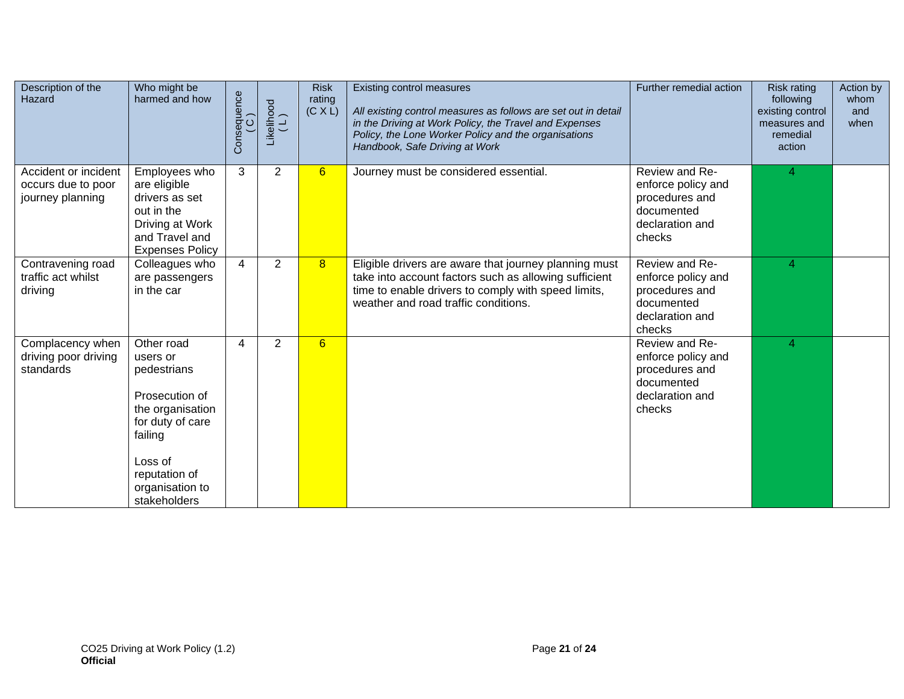| Description of the Hazard | Who might be harmed and how | Consequence ( C ) | Likelihood ( L ) | Risk rating (C X L) | Existing control measures *All existing control measures as follows are set out in detail in the Driving at Work Policy, the Travel and Expenses Policy, the Lone Worker Policy and the organisations Handbook, Safe Driving at Work* | Further remedial action | Risk rating following existing control measures and remedial action | Action by whom and when |
|---|---|---|---|---|---|---|---|---|
| Accident or incident occurs due to poor journey planning | Employees who are eligible drivers as set out in the Driving at Work and Travel and Expenses Policy | 3 | 2 | 6 | Journey must be considered essential. | Review and Re-enforce policy and procedures and documented declaration and checks | 4 | |
| Contravening road traffic act whilst driving | Colleagues who are passengers in the car | 4 | 2 | 8 | Eligible drivers are aware that journey planning must take into account factors such as allowing sufficient time to enable drivers to comply with speed limits, weather and road traffic conditions. | Review and Re-enforce policy and procedures and documented declaration and checks | 4 | |
| Complacency when driving poor driving standards | Other road users or pedestrians<br><br>Prosecution of the organisation for duty of care failing<br><br>Loss of reputation of organisation to stakeholders | 4 | 2 | 6 | | Review and Re-enforce policy and procedures and documented declaration and checks | 4 | |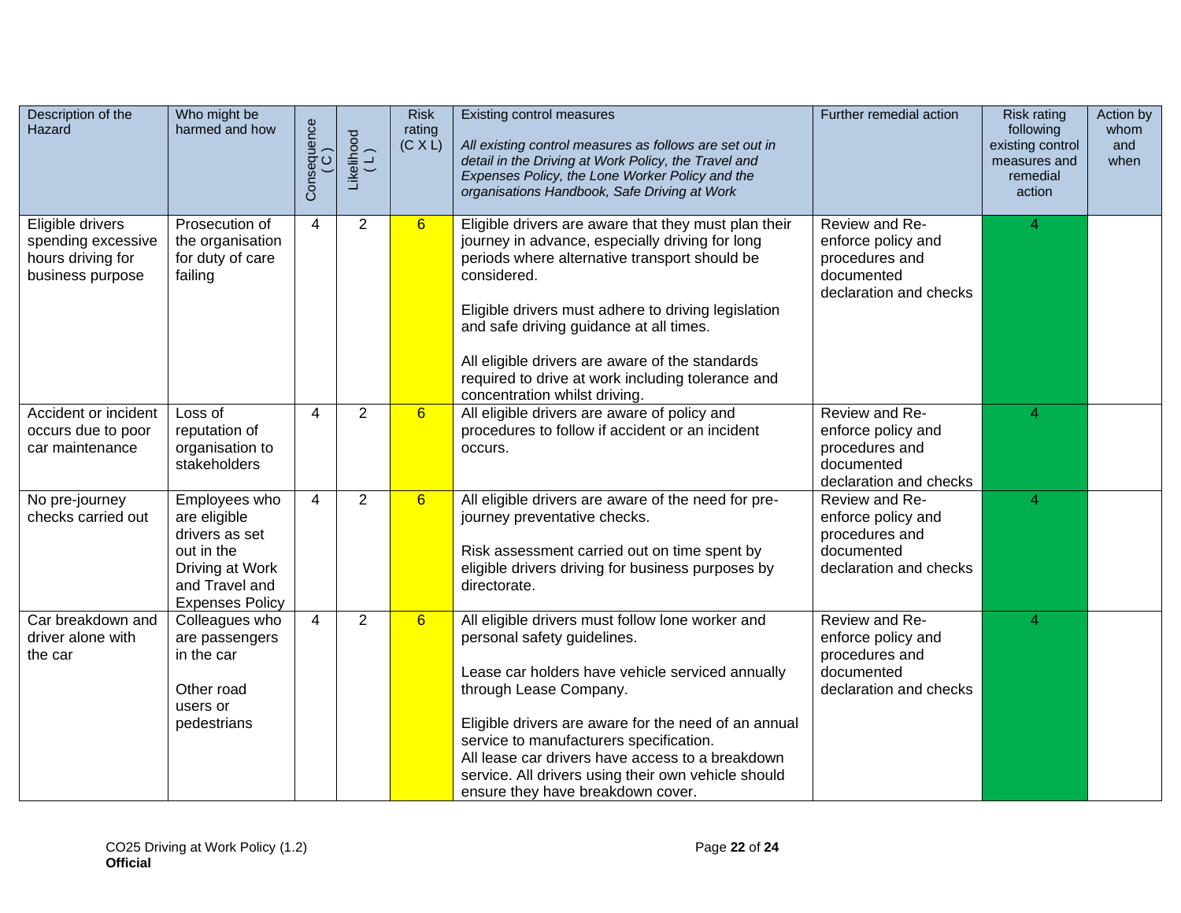| Description of the Hazard | Who might be harmed and how | Consequence ( C ) | Likelihood ( L ) | Risk rating (C X L) | Existing control measures *All existing control measures as follows are set out in detail in the Driving at Work Policy, the Travel and Expenses Policy, the Lone Worker Policy and the organisations Handbook, Safe Driving at Work* | Further remedial action | Risk rating following existing control measures and remedial action | Action by whom and when |
|---|---|---|---|---|---|---|---|---|
| Eligible drivers spending excessive hours driving for business purpose | Prosecution of the organisation for duty of care failing | 4 | 2 | 6 | Eligible drivers are aware that they must plan their journey in advance, especially driving for long periods where alternative transport should be considered.<br><br>Eligible drivers must adhere to driving legislation and safe driving guidance at all times.<br><br>All eligible drivers are aware of the standards required to drive at work including tolerance and concentration whilst driving. | Review and Re-enforce policy and procedures and documented declaration and checks | 4 | |
| Accident or incident occurs due to poor car maintenance | Loss of reputation of organisation to stakeholders | 4 | 2 | 6 | All eligible drivers are aware of policy and procedures to follow if accident or an incident occurs. | Review and Re-enforce policy and procedures and documented declaration and checks | 4 | |
| No pre-journey checks carried out | Employees who are eligible drivers as set out in the Driving at Work and Travel and Expenses Policy | 4 | 2 | 6 | All eligible drivers are aware of the need for pre-journey preventative checks.<br><br>Risk assessment carried out on time spent by eligible drivers driving for business purposes by directorate. | Review and Re-enforce policy and procedures and documented declaration and checks | 4 | |
| Car breakdown and driver alone with the car | Colleagues who are passengers in the car<br><br>Other road users or pedestrians | 4 | 2 | 6 | All eligible drivers must follow lone worker and personal safety guidelines.<br><br>Lease car holders have vehicle serviced annually through Lease Company.<br><br>Eligible drivers are aware for the need of an annual service to manufacturers specification.<br>All lease car drivers have access to a breakdown service. All drivers using their own vehicle should ensure they have breakdown cover. | Review and Re-enforce policy and procedures and documented declaration and checks | 4 | |

CO25 Driving at Work Policy (1.2)
**Official**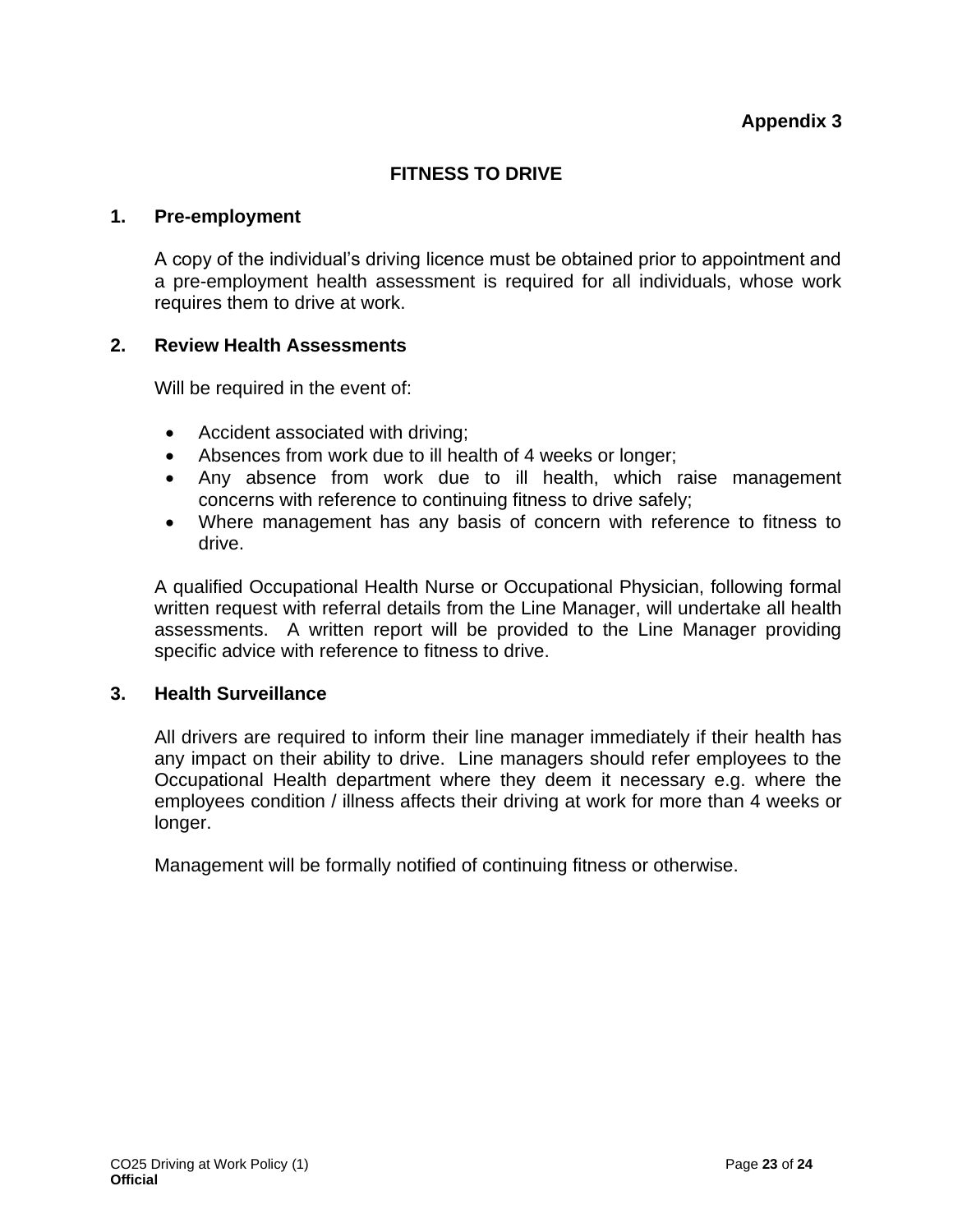**Appendix 3**

# FITNESS TO DRIVE

## 1. Pre-employment

A copy of the individual's driving licence must be obtained prior to appointment and a pre-employment health assessment is required for all individuals, whose work requires them to drive at work.

## 2. Review Health Assessments

Will be required in the event of:

- Accident associated with driving;
- Absences from work due to ill health of 4 weeks or longer;
- Any absence from work due to ill health, which raise management concerns with reference to continuing fitness to drive safely;
- Where management has any basis of concern with reference to fitness to drive.

A qualified Occupational Health Nurse or Occupational Physician, following formal written request with referral details from the Line Manager, will undertake all health assessments. A written report will be provided to the Line Manager providing specific advice with reference to fitness to drive.

## 3. Health Surveillance

All drivers are required to inform their line manager immediately if their health has any impact on their ability to drive. Line managers should refer employees to the Occupational Health department where they deem it necessary e.g. where the employees condition / illness affects their driving at work for more than 4 weeks or longer.

Management will be formally notified of continuing fitness or otherwise.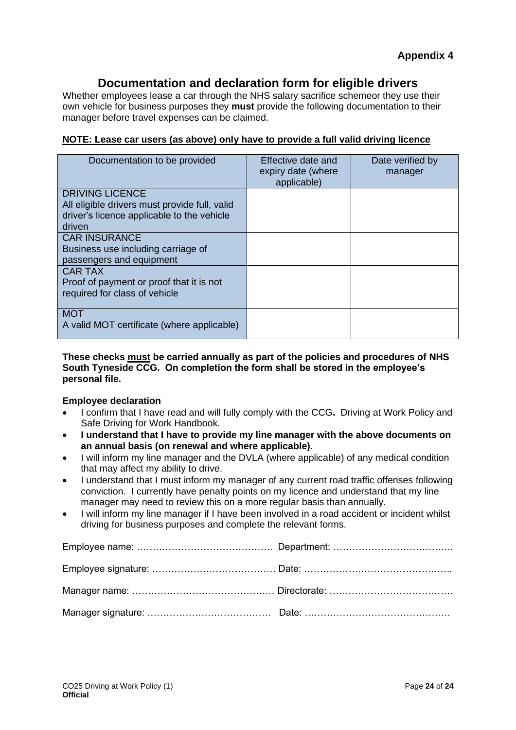**Appendix 4**

# Documentation and declaration form for eligible drivers

Whether employees lease a car through the NHS salary sacrifice schemeor they use their own vehicle for business purposes they **must** provide the following documentation to their manager before travel expenses can be claimed.

**NOTE: Lease car users (as above) only have to provide a full valid driving licence**

| Documentation to be provided | Effective date and expiry date (where applicable) | Date verified by manager |
|---|---|---|
| DRIVING LICENCE<br>All eligible drivers must provide full, valid driver's licence applicable to the vehicle driven | | |
| CAR INSURANCE<br>Business use including carriage of passengers and equipment | | |
| CAR TAX<br>Proof of payment or proof that it is not required for class of vehicle | | |
| MOT<br>A valid MOT certificate (where applicable) | | |

**These checks must be carried annually as part of the policies and procedures of NHS South Tyneside CCG. On completion the form shall be stored in the employee's personal file.**

**Employee declaration**

- I confirm that I have read and will fully comply with the CCG**.** Driving at Work Policy and Safe Driving for Work Handbook.
- **I understand that I have to provide my line manager with the above documents on an annual basis (on renewal and where applicable).**
- I will inform my line manager and the DVLA (where applicable) of any medical condition that may affect my ability to drive.
- I understand that I must inform my manager of any current road traffic offenses following conviction. I currently have penalty points on my licence and understand that my line manager may need to review this on a more regular basis than annually.
- I will inform my line manager if I have been involved in a road accident or incident whilst driving for business purposes and complete the relevant forms.

Employee name: ……………………………………. Department: ………………………………..

Employee signature: ………………………………… Date: ………………………………………..

Manager name: ……………………………………… Directorate: …………………………………

Manager signature: ………………………………… Date: ………………………………………